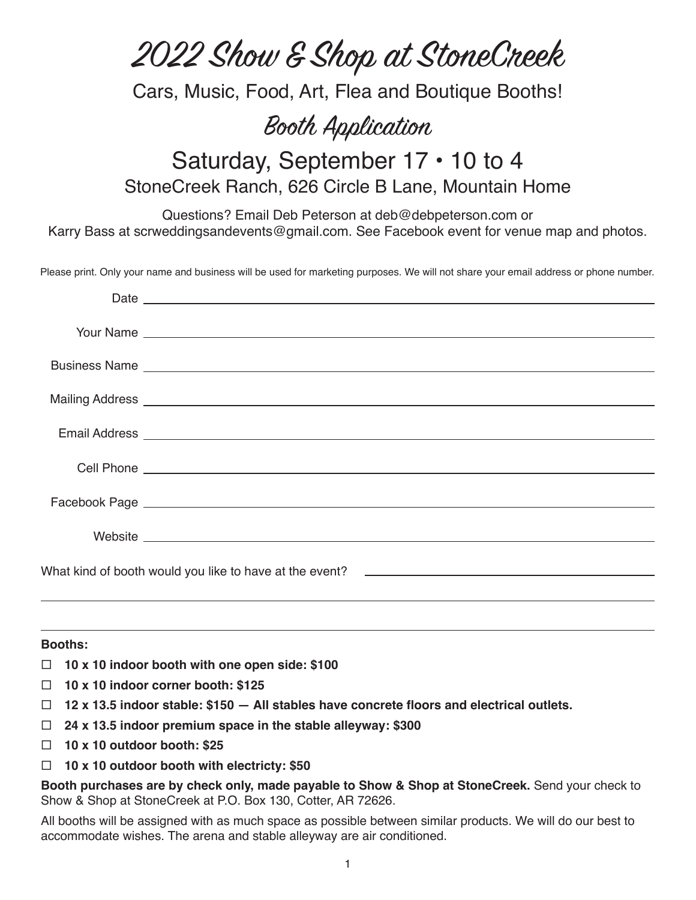# 2022 Show & Shop at StoneCreek

Cars, Music, Food, Art, Flea and Boutique Booths!

## Booth Application

### Saturday, September 17 • 10 to 4

StoneCreek Ranch, 626 Circle B Lane, Mountain Home

Questions? Email Deb Peterson at deb@debpeterson.com or
Karry Bass at scrweddingsandevents@gmail.com. See Facebook event for venue map and photos.

Please print. Only your name and business will be used for marketing purposes. We will not share your email address or phone number.

Date ______________________________

Your Name ______________________________

Business Name ______________________________

Mailing Address ______________________________

Email Address ______________________________

Cell Phone ______________________________

Facebook Page ______________________________

Website ______________________________

What kind of booth would you like to have at the event? ______________________________

______________________________

______________________________

**Booths:**

- ☐ **10 x 10 indoor booth with one open side: $100**
- ☐ **10 x 10 indoor corner booth: $125**
- ☐ **12 x 13.5 indoor stable: $150 — All stables have concrete floors and electrical outlets.**
- ☐ **24 x 13.5 indoor premium space in the stable alleyway: $300**
- ☐ **10 x 10 outdoor booth: $25**
- ☐ **10 x 10 outdoor booth with electricty: $50**

**Booth purchases are by check only, made payable to Show & Shop at StoneCreek.** Send your check to Show & Shop at StoneCreek at P.O. Box 130, Cotter, AR 72626.

All booths will be assigned with as much space as possible between similar products. We will do our best to accommodate wishes. The arena and stable alleyway are air conditioned.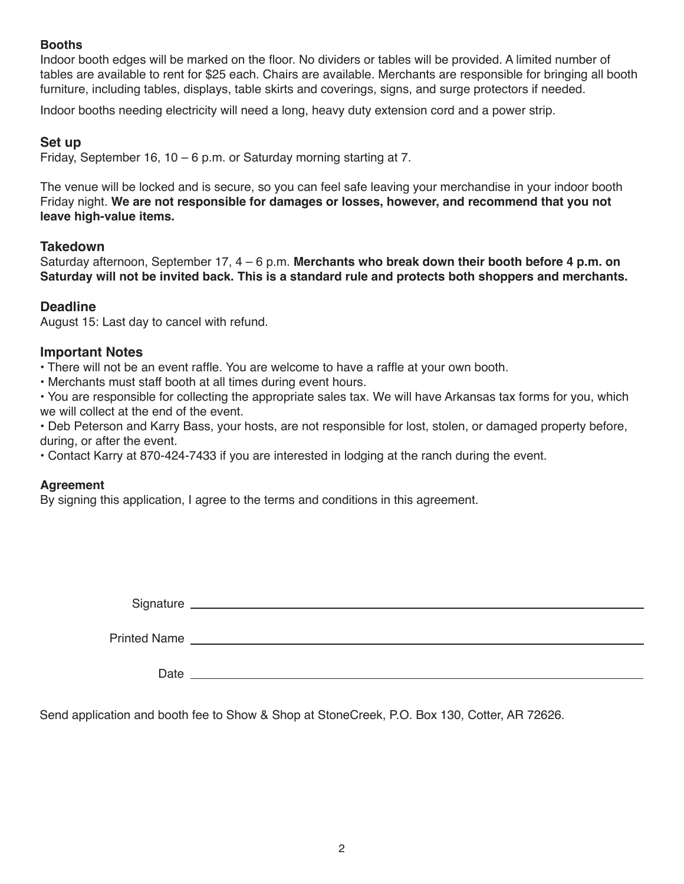### Booths

Indoor booth edges will be marked on the floor. No dividers or tables will be provided. A limited number of tables are available to rent for $25 each. Chairs are available. Merchants are responsible for bringing all booth furniture, including tables, displays, table skirts and coverings, signs, and surge protectors if needed.

Indoor booths needing electricity will need a long, heavy duty extension cord and a power strip.

### Set up

Friday, September 16, 10 – 6 p.m. or Saturday morning starting at 7.

The venue will be locked and is secure, so you can feel safe leaving your merchandise in your indoor booth Friday night. **We are not responsible for damages or losses, however, and recommend that you not leave high-value items.**

### Takedown

Saturday afternoon, September 17, 4 – 6 p.m. **Merchants who break down their booth before 4 p.m. on Saturday will not be invited back. This is a standard rule and protects both shoppers and merchants.**

### Deadline

August 15: Last day to cancel with refund.

### Important Notes

- There will not be an event raffle. You are welcome to have a raffle at your own booth.
- Merchants must staff booth at all times during event hours.
- You are responsible for collecting the appropriate sales tax. We will have Arkansas tax forms for you, which we will collect at the end of the event.
- Deb Peterson and Karry Bass, your hosts, are not responsible for lost, stolen, or damaged property before, during, or after the event.
- Contact Karry at 870-424-7433 if you are interested in lodging at the ranch during the event.

### Agreement

By signing this application, I agree to the terms and conditions in this agreement.

Signature ______________________________

Printed Name ______________________________

Date ______________________________

Send application and booth fee to Show & Shop at StoneCreek, P.O. Box 130, Cotter, AR 72626.